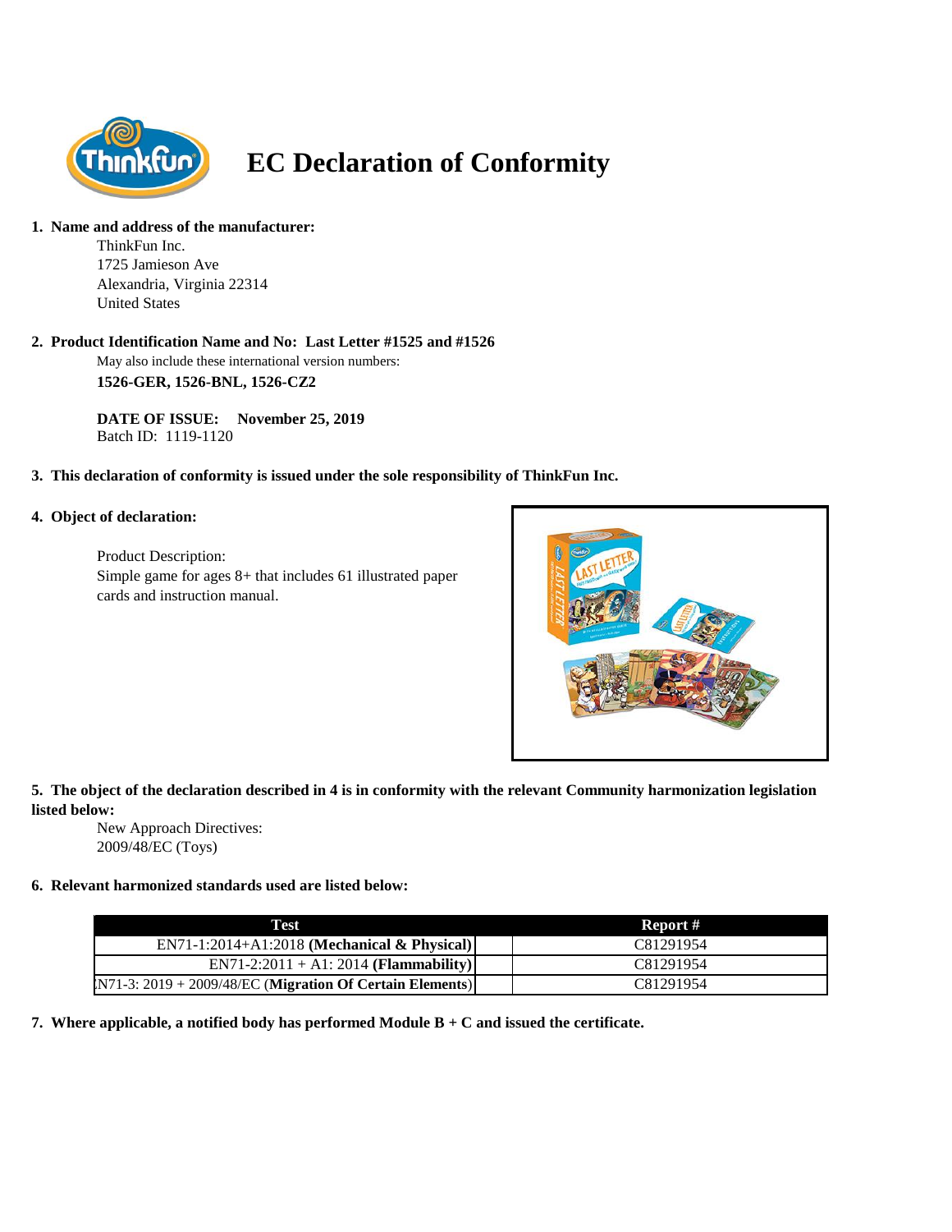# EC Declaration of Conformity

1. **Name and address of the manufacturer:**

   ThinkFun Inc.
   1725 Jamieson Ave
   Alexandria, Virginia 22314
   United States

2. **Product Identification Name and No: Last Letter #1525 and #1526**

   May also include these international version numbers:
   **1526-GER, 1526-BNL, 1526-CZ2**

   **DATE OF ISSUE: November 25, 2019**
   Batch ID: 1119-1120

3. **This declaration of conformity is issued under the sole responsibility of ThinkFun Inc.**

4. **Object of declaration:**

   Product Description:
   Simple game for ages 8+ that includes 61 illustrated paper cards and instruction manual.

5. **The object of the declaration described in 4 is in conformity with the relevant Community harmonization legislation listed below:**

   New Approach Directives:
   2009/48/EC (Toys)

6. **Relevant harmonized standards used are listed below:**

| Test | Report # |
|---|---|
| EN71-1:2014+A1:2018 **(Mechanical & Physical)** | C81291954 |
| EN71-2:2011 + A1: 2014 **(Flammability)** | C81291954 |
| EN71-3: 2019 + 2009/48/EC (**Migration Of Certain Elements**) | C81291954 |

7. **Where applicable, a notified body has performed Module B + C and issued the certificate.**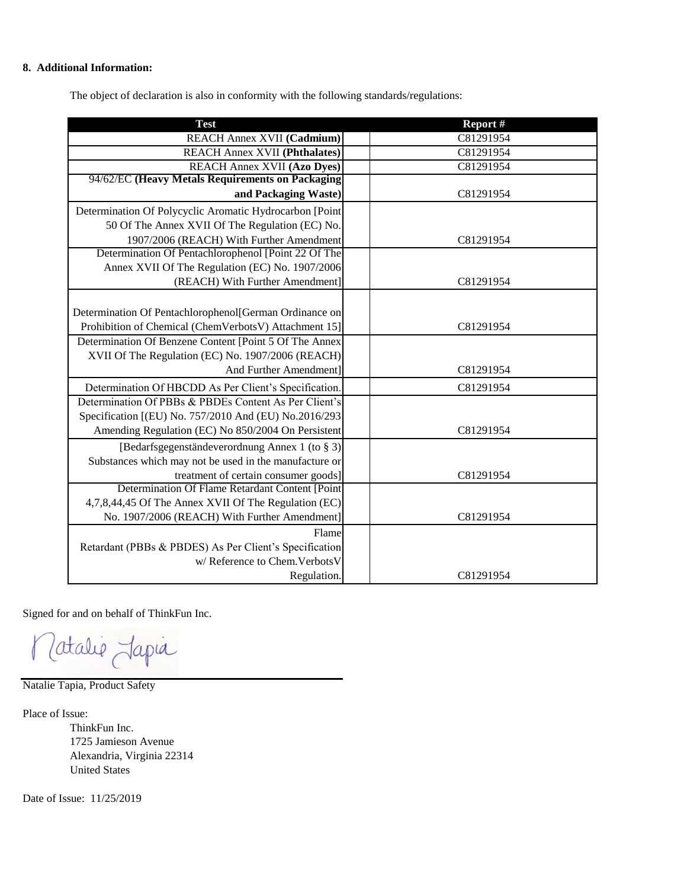**8. Additional Information:**

The object of declaration is also in conformity with the following standards/regulations:

| Test | Report # |
|---|---|
| REACH Annex XVII **(Cadmium)** | C81291954 |
| REACH Annex XVII **(Phthalates)** | C81291954 |
| REACH Annex XVII **(Azo Dyes)** | C81291954 |
| 94/62/EC **(Heavy Metals Requirements on Packaging and Packaging Waste)** | C81291954 |
| Determination Of Polycyclic Aromatic Hydrocarbon [Point 50 Of The Annex XVII Of The Regulation (EC) No. 1907/2006 (REACH) With Further Amendment | C81291954 |
| Determination Of Pentachlorophenol [Point 22 Of The Annex XVII Of The Regulation (EC) No. 1907/2006 (REACH) With Further Amendment] | C81291954 |
| Determination Of Pentachlorophenol[German Ordinance on Prohibition of Chemical (ChemVerbotsV) Attachment 15] | C81291954 |
| Determination Of Benzene Content [Point 5 Of The Annex XVII Of The Regulation (EC) No. 1907/2006 (REACH) And Further Amendment] | C81291954 |
| Determination Of HBCDD As Per Client's Specification. | C81291954 |
| Determination Of PBBs & PBDEs Content As Per Client's Specification [(EU) No. 757/2010 And (EU) No.2016/293 Amending Regulation (EC) No 850/2004 On Persistent | C81291954 |
| [Bedarfsgegenständeverordnung Annex 1 (to § 3) Substances which may not be used in the manufacture or treatment of certain consumer goods] | C81291954 |
| Determination Of Flame Retardant Content [Point 4,7,8,44,45 Of The Annex XVII Of The Regulation (EC) No. 1907/2006 (REACH) With Further Amendment] | C81291954 |
| Flame Retardant (PBBs & PBDES) As Per Client's Specification w/ Reference to Chem.VerbotsV Regulation. | C81291954 |

Signed for and on behalf of ThinkFun Inc.

Natalie Tapia

Natalie Tapia, Product Safety

Place of Issue:

ThinkFun Inc.
1725 Jamieson Avenue
Alexandria, Virginia 22314
United States

Date of Issue: 11/25/2019